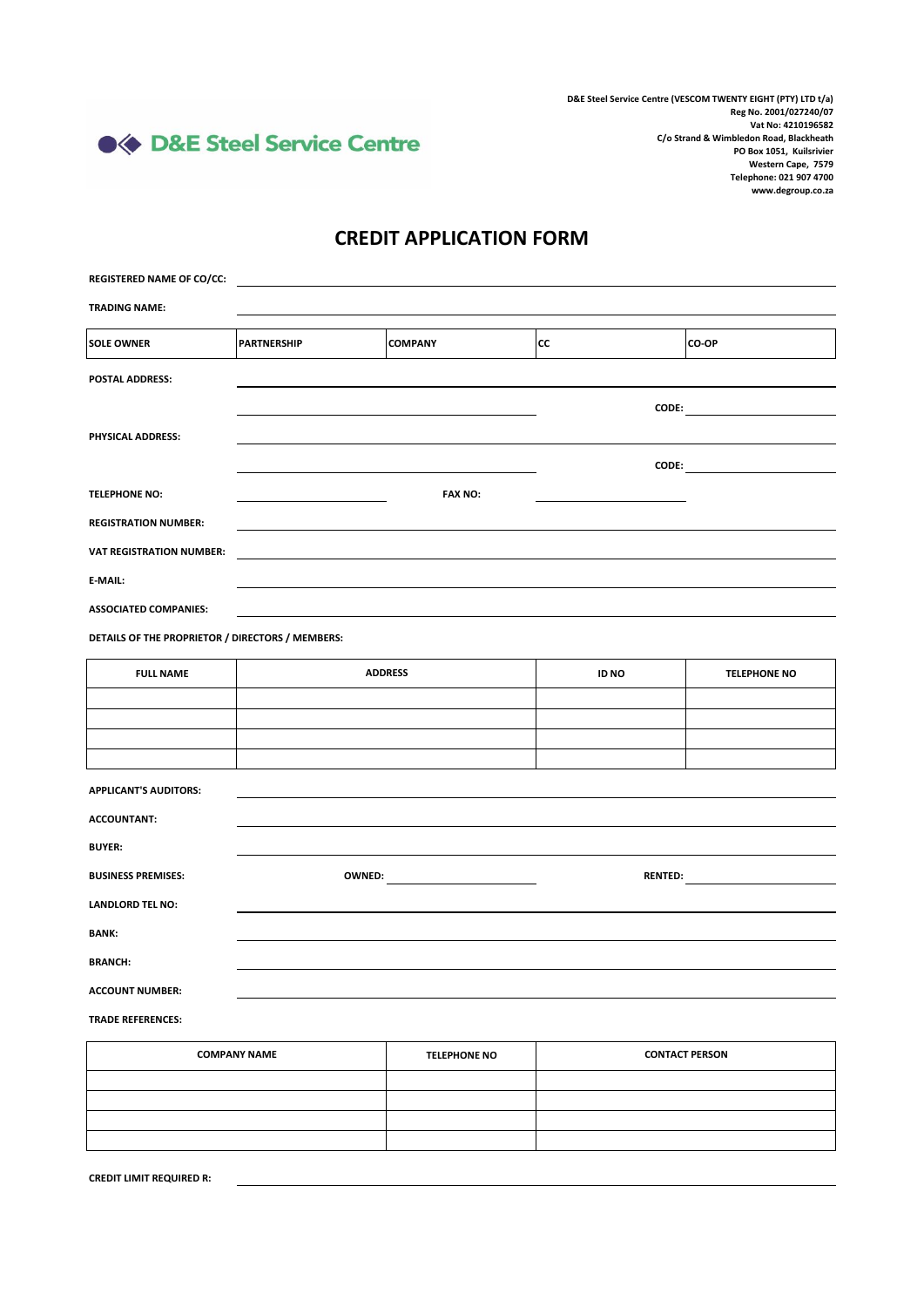D&E Steel Service Centre

D&E Steel Service Centre (VESCOM TWENTY EIGHT (PTY) LTD t/a)
Reg No. 2001/027240/07
Vat No: 4210196582
C/o Strand & Wimbledon Road, Blackheath
PO Box 1051, Kuilsrivier
Western Cape, 7579
Telephone: 021 907 4700
www.degroup.co.za

# CREDIT APPLICATION FORM

**REGISTERED NAME OF CO/CC:** ______________________________

**TRADING NAME:** ______________________________

| SOLE OWNER | PARTNERSHIP | COMPANY | CC | CO-OP |
|---|---|---|---|---|

**POSTAL ADDRESS:** ______________________________

______________________________ **CODE:** __________

**PHYSICAL ADDRESS:** ______________________________

______________________________ **CODE:** __________

**TELEPHONE NO:** __________ **FAX NO:** __________

**REGISTRATION NUMBER:** ______________________________

**VAT REGISTRATION NUMBER:** ______________________________

**E-MAIL:** ______________________________

**ASSOCIATED COMPANIES:** ______________________________

**DETAILS OF THE PROPRIETOR / DIRECTORS / MEMBERS:**

| FULL NAME | ADDRESS | ID NO | TELEPHONE NO |
|---|---|---|---|
| | | | |
| | | | |
| | | | |
| | | | |

**APPLICANT'S AUDITORS:** ______________________________

**ACCOUNTANT:** ______________________________

**BUYER:** ______________________________

**BUSINESS PREMISES:** **OWNED:** __________ **RENTED:** __________

**LANDLORD TEL NO:** ______________________________

**BANK:** ______________________________

**BRANCH:** ______________________________

**ACCOUNT NUMBER:** ______________________________

**TRADE REFERENCES:**

| COMPANY NAME | TELEPHONE NO | CONTACT PERSON |
|---|---|---|
| | | |
| | | |
| | | |
| | | |

**CREDIT LIMIT REQUIRED R:** ______________________________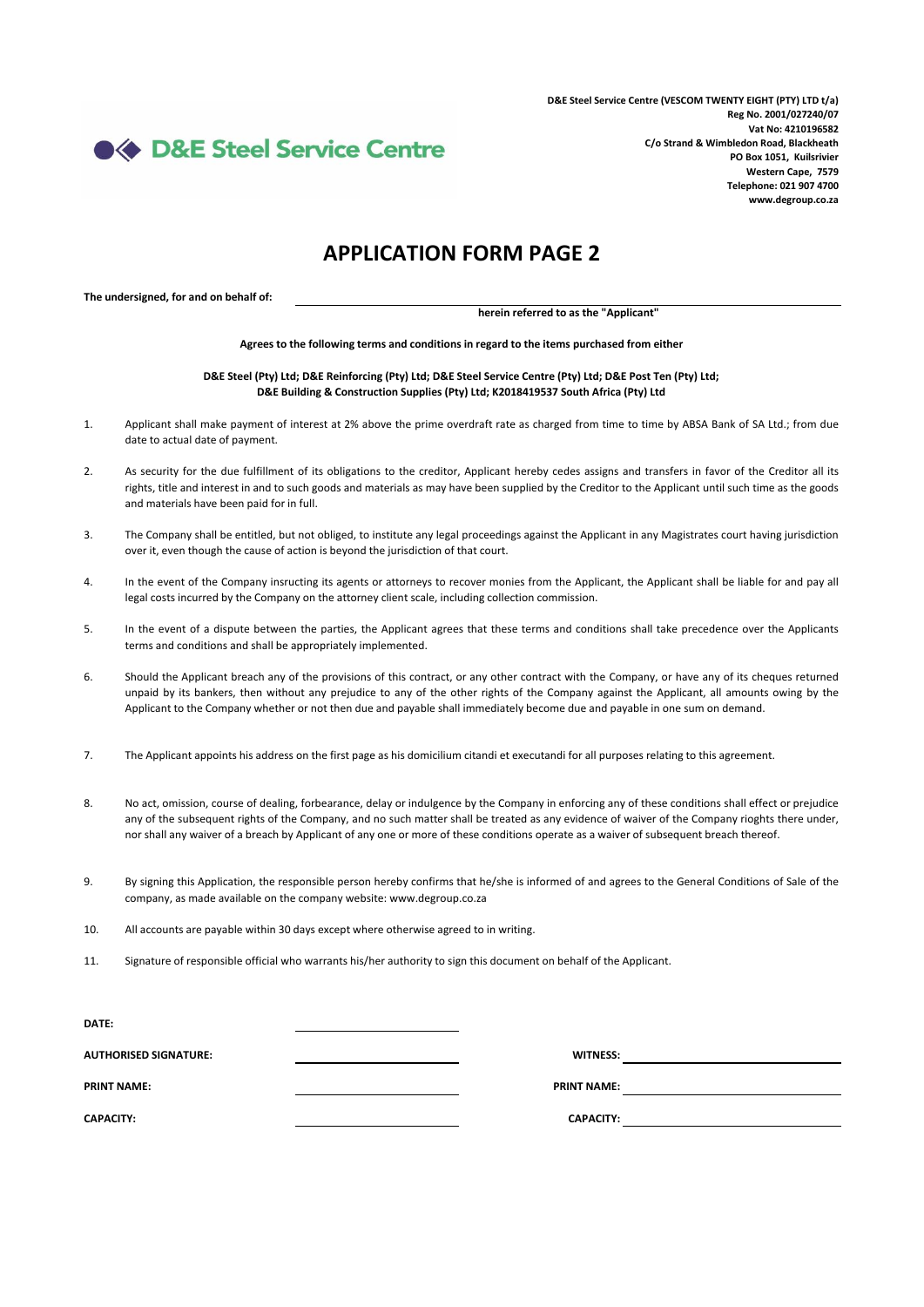D&E Steel Service Centre

**D&E Steel Service Centre (VESCOM TWENTY EIGHT (PTY) LTD t/a)**
**Reg No. 2001/027240/07**
**Vat No: 4210196582**
**C/o Strand & Wimbledon Road, Blackheath**
**PO Box 1051, Kuilsrivier**
**Western Cape, 7579**
**Telephone: 021 907 4700**
**www.degroup.co.za**

# APPLICATION FORM PAGE 2

**The undersigned, for and on behalf of:** ______________________________

**herein referred to as the "Applicant"**

**Agrees to the following terms and conditions in regard to the items purchased from either**

**D&E Steel (Pty) Ltd; D&E Reinforcing (Pty) Ltd; D&E Steel Service Centre (Pty) Ltd; D&E Post Ten (Pty) Ltd; D&E Building & Construction Supplies (Pty) Ltd; K2018419537 South Africa (Pty) Ltd**

1. Applicant shall make payment of interest at 2% above the prime overdraft rate as charged from time to time by ABSA Bank of SA Ltd.; from due date to actual date of payment.

2. As security for the due fulfillment of its obligations to the creditor, Applicant hereby cedes assigns and transfers in favor of the Creditor all its rights, title and interest in and to such goods and materials as may have been supplied by the Creditor to the Applicant until such time as the goods and materials have been paid for in full.

3. The Company shall be entitled, but not obliged, to institute any legal proceedings against the Applicant in any Magistrates court having jurisdiction over it, even though the cause of action is beyond the jurisdiction of that court.

4. In the event of the Company insructing its agents or attorneys to recover monies from the Applicant, the Applicant shall be liable for and pay all legal costs incurred by the Company on the attorney client scale, including collection commission.

5. In the event of a dispute between the parties, the Applicant agrees that these terms and conditions shall take precedence over the Applicants terms and conditions and shall be appropriately implemented.

6. Should the Applicant breach any of the provisions of this contract, or any other contract with the Company, or have any of its cheques returned unpaid by its bankers, then without any prejudice to any of the other rights of the Company against the Applicant, all amounts owing by the Applicant to the Company whether or not then due and payable shall immediately become due and payable in one sum on demand.

7. The Applicant appoints his address on the first page as his domicilium citandi et executandi for all purposes relating to this agreement.

8. No act, omission, course of dealing, forbearance, delay or indulgence by the Company in enforcing any of these conditions shall effect or prejudice any of the subsequent rights of the Company, and no such matter shall be treated as any evidence of waiver of the Company rioghts there under, nor shall any waiver of a breach by Applicant of any one or more of these conditions operate as a waiver of subsequent breach thereof.

9. By signing this Application, the responsible person hereby confirms that he/she is informed of and agrees to the General Conditions of Sale of the company, as made available on the company website: www.degroup.co.za

10. All accounts are payable within 30 days except where otherwise agreed to in writing.

11. Signature of responsible official who warrants his/her authority to sign this document on behalf of the Applicant.

**DATE:** ______________________

**AUTHORISED SIGNATURE:** ______________________ **WITNESS:** ______________________

**PRINT NAME:** ______________________ **PRINT NAME:** ______________________

**CAPACITY:** ______________________ **CAPACITY:** ______________________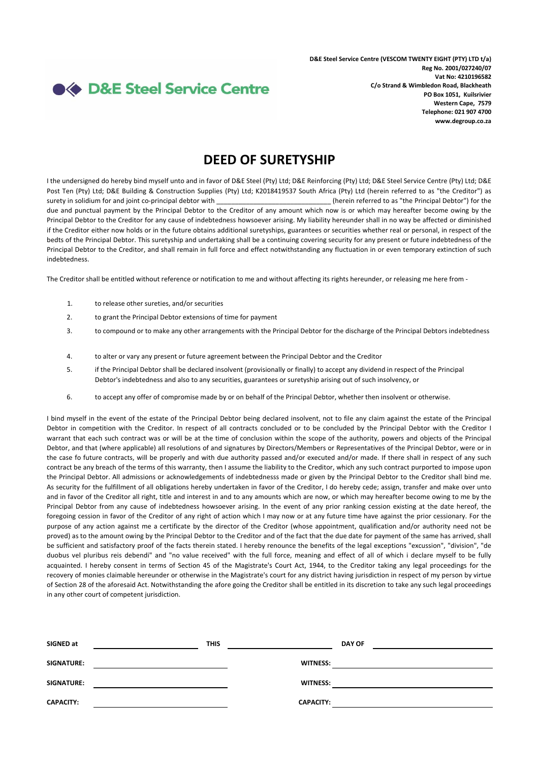D&E Steel Service Centre

**D&E Steel Service Centre (VESCOM TWENTY EIGHT (PTY) LTD t/a)**
**Reg No. 2001/027240/07**
**Vat No: 4210196582**
**C/o Strand & Wimbledon Road, Blackheath**
**PO Box 1051, Kuilsrivier**
**Western Cape, 7579**
**Telephone: 021 907 4700**
**www.degroup.co.za**

# DEED OF SURETYSHIP

I the undersigned do hereby bind myself unto and in favor of D&E Steel (Pty) Ltd; D&E Reinforcing (Pty) Ltd; D&E Steel Service Centre (Pty) Ltd; D&E Post Ten (Pty) Ltd; D&E Building & Construction Supplies (Pty) Ltd; K2018419537 South Africa (Pty) Ltd (herein referred to as "the Creditor") as surety in solidium for and joint co-principal debtor with ______________________________ (herein referred to as "the Principal Debtor") for the due and punctual payment by the Principal Debtor to the Creditor of any amount which now is or which may hereafter become owing by the Principal Debtor to the Creditor for any cause of indebtedness howsoever arising. My liability hereunder shall in no way be affected or diminished if the Creditor either now holds or in the future obtains additional suretyships, guarantees or securities whether real or personal, in respect of the bedts of the Principal Debtor. This suretyship and undertaking shall be a continuing covering security for any present or future indebtedness of the Principal Debtor to the Creditor, and shall remain in full force and effect notwithstanding any fluctuation in or even temporary extinction of such indebtedness.

The Creditor shall be entitled without reference or notification to me and without affecting its rights hereunder, or releasing me here from -

1. to release other sureties, and/or securities
2. to grant the Principal Debtor extensions of time for payment
3. to compound or to make any other arrangements with the Principal Debtor for the discharge of the Principal Debtors indebtedness
4. to alter or vary any present or future agreement between the Principal Debtor and the Creditor
5. if the Principal Debtor shall be declared insolvent (provisionally or finally) to accept any dividend in respect of the Principal Debtor's indebtedness and also to any securities, guarantees or suretyship arising out of such insolvency, or
6. to accept any offer of compromise made by or on behalf of the Principal Debtor, whether then insolvent or otherwise.

I bind myself in the event of the estate of the Principal Debtor being declared insolvent, not to file any claim against the estate of the Principal Debtor in competition with the Creditor. In respect of all contracts concluded or to be concluded by the Principal Debtor with the Creditor I warrant that each such contract was or will be at the time of conclusion within the scope of the authority, powers and objects of the Principal Debtor, and that (where applicable) all resolutions of and signatures by Directors/Members or Representatives of the Principal Debtor, were or in the case fo future contracts, will be properly and with due authority passed and/or executed and/or made. If there shall in respect of any such contract be any breach of the terms of this warranty, then I assume the liability to the Creditor, which any such contract purported to impose upon the Principal Debtor. All admissions or acknowledgements of indebtednesss made or given by the Principal Debtor to the Creditor shall bind me. As security for the fulfillment of all obligations hereby undertaken in favor of the Creditor, I do hereby cede; assign, transfer and make over unto and in favor of the Creditor all right, title and interest in and to any amounts which are now, or which may hereafter become owing to me by the Principal Debtor from any cause of indebtedness howsoever arising. In the event of any prior ranking cession existing at the date hereof, the foregoing cession in favor of the Creditor of any right of action which I may now or at any future time have against the prior cessionary. For the purpose of any action against me a certificate by the director of the Creditor (whose appointment, qualification and/or authority need not be proved) as to the amount owing by the Principal Debtor to the Creditor and of the fact that the due date for payment of the same has arrived, shall be sufficient and satisfactory proof of the facts therein stated. I hereby renounce the benefits of the legal exceptions "excussion", "division", "de duobus vel pluribus reis debendi" and "no value received" with the full force, meaning and effect of all of which i declare myself to be fully acquainted. I hereby consent in terms of Section 45 of the Magistrate's Court Act, 1944, to the Creditor taking any legal proceedings for the recovery of monies claimable hereunder or otherwise in the Magistrate's court for any district having jurisdiction in respect of my person by virtue of Section 28 of the aforesaid Act. Notwithstanding the afore going the Creditor shall be entitled in its discretion to take any such legal proceedings in any other court of competent jurisdiction.

**SIGNED at** ______________________ **THIS** ______________________ **DAY OF** ______________________

**SIGNATURE:** ______________________ **WITNESS:** ______________________

**SIGNATURE:** ______________________ **WITNESS:** ______________________

**CAPACITY:** ______________________ **CAPACITY:** ______________________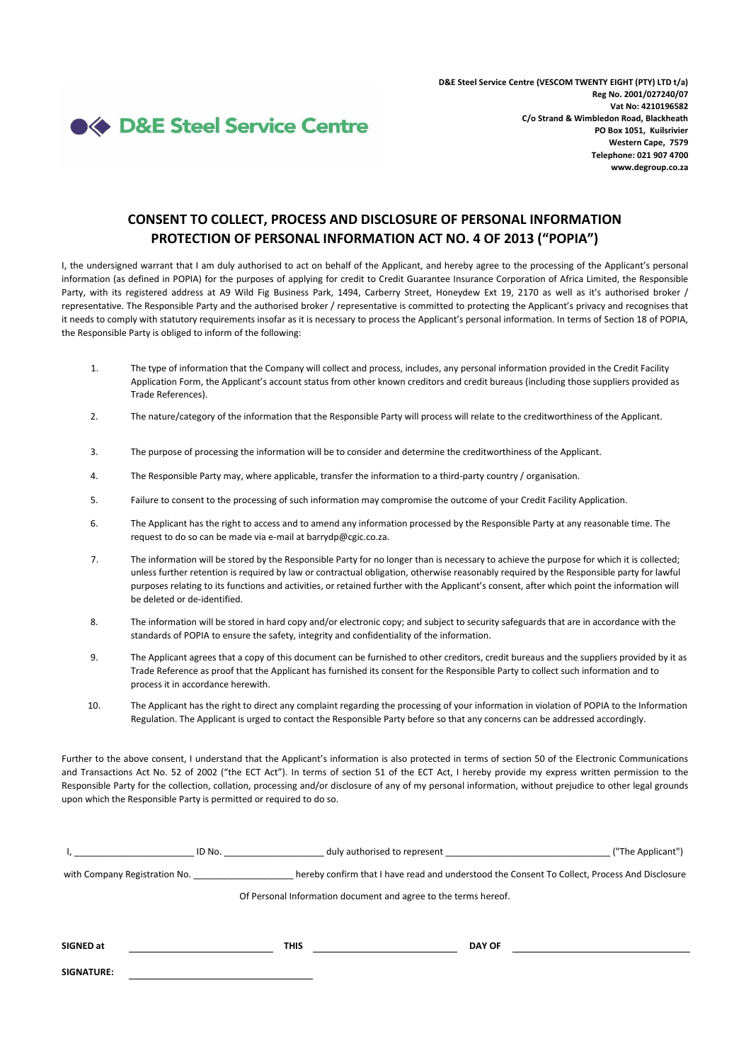D&E Steel Service Centre

**D&E Steel Service Centre (VESCOM TWENTY EIGHT (PTY) LTD t/a)**
**Reg No. 2001/027240/07**
**Vat No: 4210196582**
**C/o Strand & Wimbledon Road, Blackheath**
**PO Box 1051, Kuilsrivier**
**Western Cape, 7579**
**Telephone: 021 907 4700**
**www.degroup.co.za**

## CONSENT TO COLLECT, PROCESS AND DISCLOSURE OF PERSONAL INFORMATION PROTECTION OF PERSONAL INFORMATION ACT NO. 4 OF 2013 ("POPIA")

I, the undersigned warrant that I am duly authorised to act on behalf of the Applicant, and hereby agree to the processing of the Applicant's personal information (as defined in POPIA) for the purposes of applying for credit to Credit Guarantee Insurance Corporation of Africa Limited, the Responsible Party, with its registered address at A9 Wild Fig Business Park, 1494, Carberry Street, Honeydew Ext 19, 2170 as well as it's authorised broker / representative. The Responsible Party and the authorised broker / representative is committed to protecting the Applicant's privacy and recognises that it needs to comply with statutory requirements insofar as it is necessary to process the Applicant's personal information. In terms of Section 18 of POPIA, the Responsible Party is obliged to inform of the following:

1. The type of information that the Company will collect and process, includes, any personal information provided in the Credit Facility Application Form, the Applicant's account status from other known creditors and credit bureaus (including those suppliers provided as Trade References).
2. The nature/category of the information that the Responsible Party will process will relate to the creditworthiness of the Applicant.
3. The purpose of processing the information will be to consider and determine the creditworthiness of the Applicant.
4. The Responsible Party may, where applicable, transfer the information to a third-party country / organisation.
5. Failure to consent to the processing of such information may compromise the outcome of your Credit Facility Application.
6. The Applicant has the right to access and to amend any information processed by the Responsible Party at any reasonable time. The request to do so can be made via e-mail at barrydp@cgic.co.za.
7. The information will be stored by the Responsible Party for no longer than is necessary to achieve the purpose for which it is collected; unless further retention is required by law or contractual obligation, otherwise reasonably required by the Responsible party for lawful purposes relating to its functions and activities, or retained further with the Applicant's consent, after which point the information will be deleted or de-identified.
8. The information will be stored in hard copy and/or electronic copy; and subject to security safeguards that are in accordance with the standards of POPIA to ensure the safety, integrity and confidentiality of the information.
9. The Applicant agrees that a copy of this document can be furnished to other creditors, credit bureaus and the suppliers provided by it as Trade Reference as proof that the Applicant has furnished its consent for the Responsible Party to collect such information and to process it in accordance herewith.
10. The Applicant has the right to direct any complaint regarding the processing of your information in violation of POPIA to the Information Regulation. The Applicant is urged to contact the Responsible Party before so that any concerns can be addressed accordingly.

Further to the above consent, I understand that the Applicant's information is also protected in terms of section 50 of the Electronic Communications and Transactions Act No. 52 of 2002 ("the ECT Act"). In terms of section 51 of the ECT Act, I hereby provide my express written permission to the Responsible Party for the collection, collation, processing and/or disclosure of any of my personal information, without prejudice to other legal grounds upon which the Responsible Party is permitted or required to do so.

I, ______________________ ID No. __________________ duly authorised to represent ______________________________ ("The Applicant")

with Company Registration No. __________________ hereby confirm that I have read and understood the Consent To Collect, Process And Disclosure Of Personal Information document and agree to the terms hereof.

**SIGNED at** ______________________ **THIS** ______________________ **DAY OF** ______________________

**SIGNATURE:** ______________________